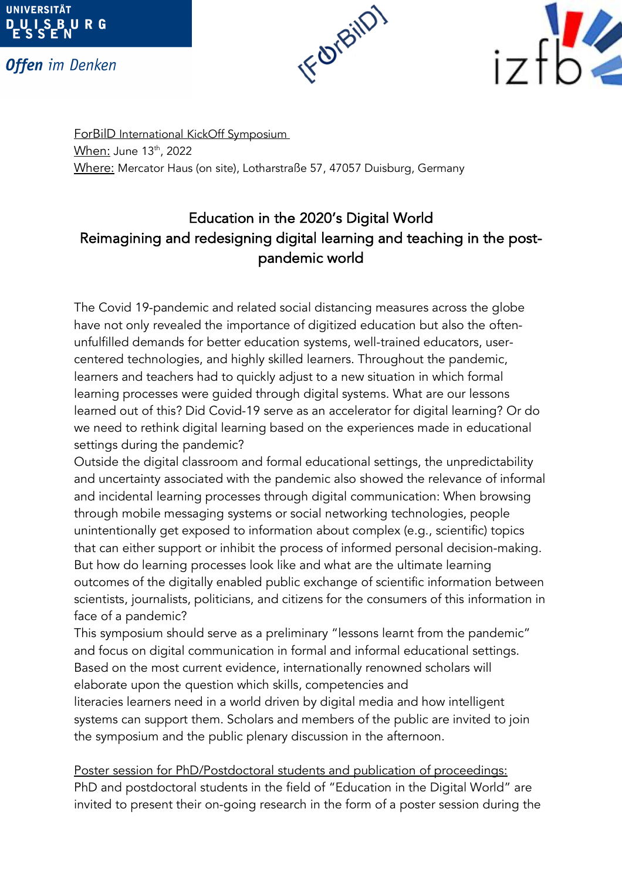UNIVERSITÄT DUISBURG ESSEN

*Offen im Denken*

[FOrBilD]

izfb

ForBilD International KickOff Symposium
When: June 13th, 2022
Where: Mercator Haus (on site), Lotharstraße 57, 47057 Duisburg, Germany

# Education in the 2020's Digital World
## Reimagining and redesigning digital learning and teaching in the post-pandemic world

The Covid 19-pandemic and related social distancing measures across the globe have not only revealed the importance of digitized education but also the often-unfulfilled demands for better education systems, well-trained educators, user-centered technologies, and highly skilled learners. Throughout the pandemic, learners and teachers had to quickly adjust to a new situation in which formal learning processes were guided through digital systems. What are our lessons learned out of this? Did Covid-19 serve as an accelerator for digital learning? Or do we need to rethink digital learning based on the experiences made in educational settings during the pandemic?
Outside the digital classroom and formal educational settings, the unpredictability and uncertainty associated with the pandemic also showed the relevance of informal and incidental learning processes through digital communication: When browsing through mobile messaging systems or social networking technologies, people unintentionally get exposed to information about complex (e.g., scientific) topics that can either support or inhibit the process of informed personal decision-making. But how do learning processes look like and what are the ultimate learning outcomes of the digitally enabled public exchange of scientific information between scientists, journalists, politicians, and citizens for the consumers of this information in face of a pandemic?
This symposium should serve as a preliminary "lessons learnt from the pandemic" and focus on digital communication in formal and informal educational settings. Based on the most current evidence, internationally renowned scholars will elaborate upon the question which skills, competencies and literacies learners need in a world driven by digital media and how intelligent systems can support them. Scholars and members of the public are invited to join the symposium and the public plenary discussion in the afternoon.

Poster session for PhD/Postdoctoral students and publication of proceedings:
PhD and postdoctoral students in the field of "Education in the Digital World" are invited to present their on-going research in the form of a poster session during the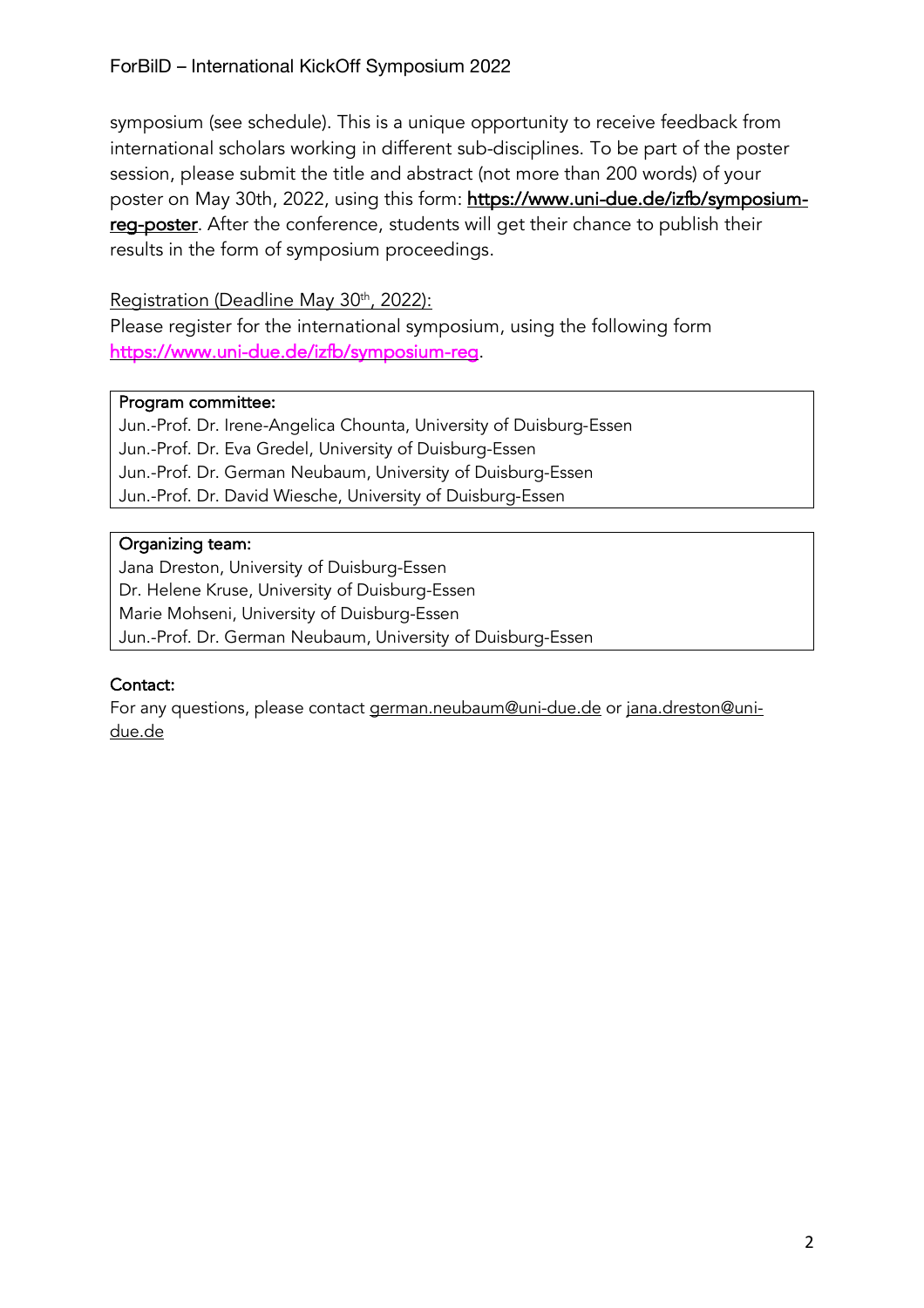symposium (see schedule). This is a unique opportunity to receive feedback from international scholars working in different sub-disciplines. To be part of the poster session, please submit the title and abstract (not more than 200 words) of your poster on May 30th, 2022, using this form: **https://www.uni-due.de/izfb/symposium-reg-poster**. After the conference, students will get their chance to publish their results in the form of symposium proceedings.

Registration (Deadline May 30th, 2022):

Please register for the international symposium, using the following form https://www.uni-due.de/izfb/symposium-reg.

**Program committee:**

Jun.-Prof. Dr. Irene-Angelica Chounta, University of Duisburg-Essen
Jun.-Prof. Dr. Eva Gredel, University of Duisburg-Essen
Jun.-Prof. Dr. German Neubaum, University of Duisburg-Essen
Jun.-Prof. Dr. David Wiesche, University of Duisburg-Essen

**Organizing team:**

Jana Dreston, University of Duisburg-Essen
Dr. Helene Kruse, University of Duisburg-Essen
Marie Mohseni, University of Duisburg-Essen
Jun.-Prof. Dr. German Neubaum, University of Duisburg-Essen

**Contact:**

For any questions, please contact german.neubaum@uni-due.de or jana.dreston@uni-due.de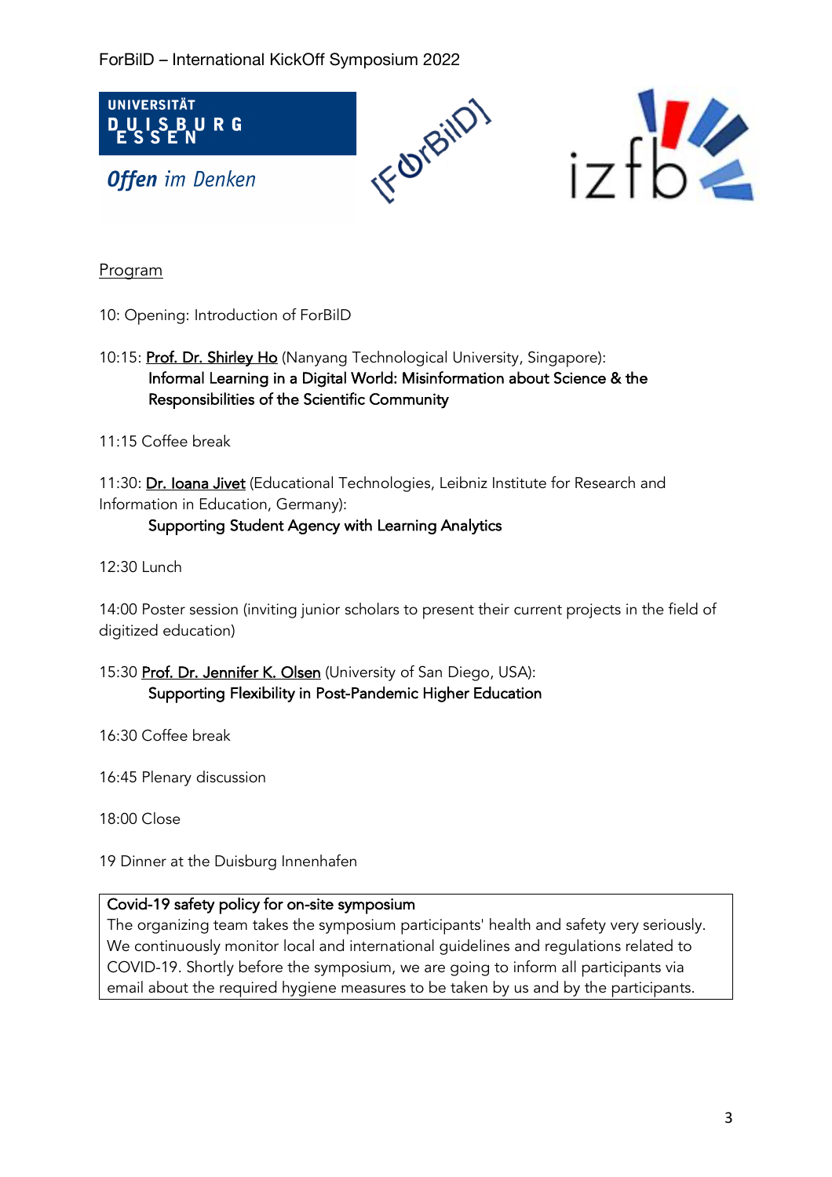Program

10: Opening: Introduction of ForBilD

10:15: Prof. Dr. Shirley Ho (Nanyang Technological University, Singapore):
**Informal Learning in a Digital World: Misinformation about Science & the Responsibilities of the Scientific Community**

11:15 Coffee break

11:30: Dr. Ioana Jivet (Educational Technologies, Leibniz Institute for Research and Information in Education, Germany):
**Supporting Student Agency with Learning Analytics**

12:30 Lunch

14:00 Poster session (inviting junior scholars to present their current projects in the field of digitized education)

15:30 Prof. Dr. Jennifer K. Olsen (University of San Diego, USA):
**Supporting Flexibility in Post-Pandemic Higher Education**

16:30 Coffee break

16:45 Plenary discussion

18:00 Close

19 Dinner at the Duisburg Innenhafen

| |
|---|
| **Covid-19 safety policy for on-site symposium**<br>The organizing team takes the symposium participants' health and safety very seriously. We continuously monitor local and international guidelines and regulations related to COVID-19. Shortly before the symposium, we are going to inform all participants via email about the required hygiene measures to be taken by us and by the participants. |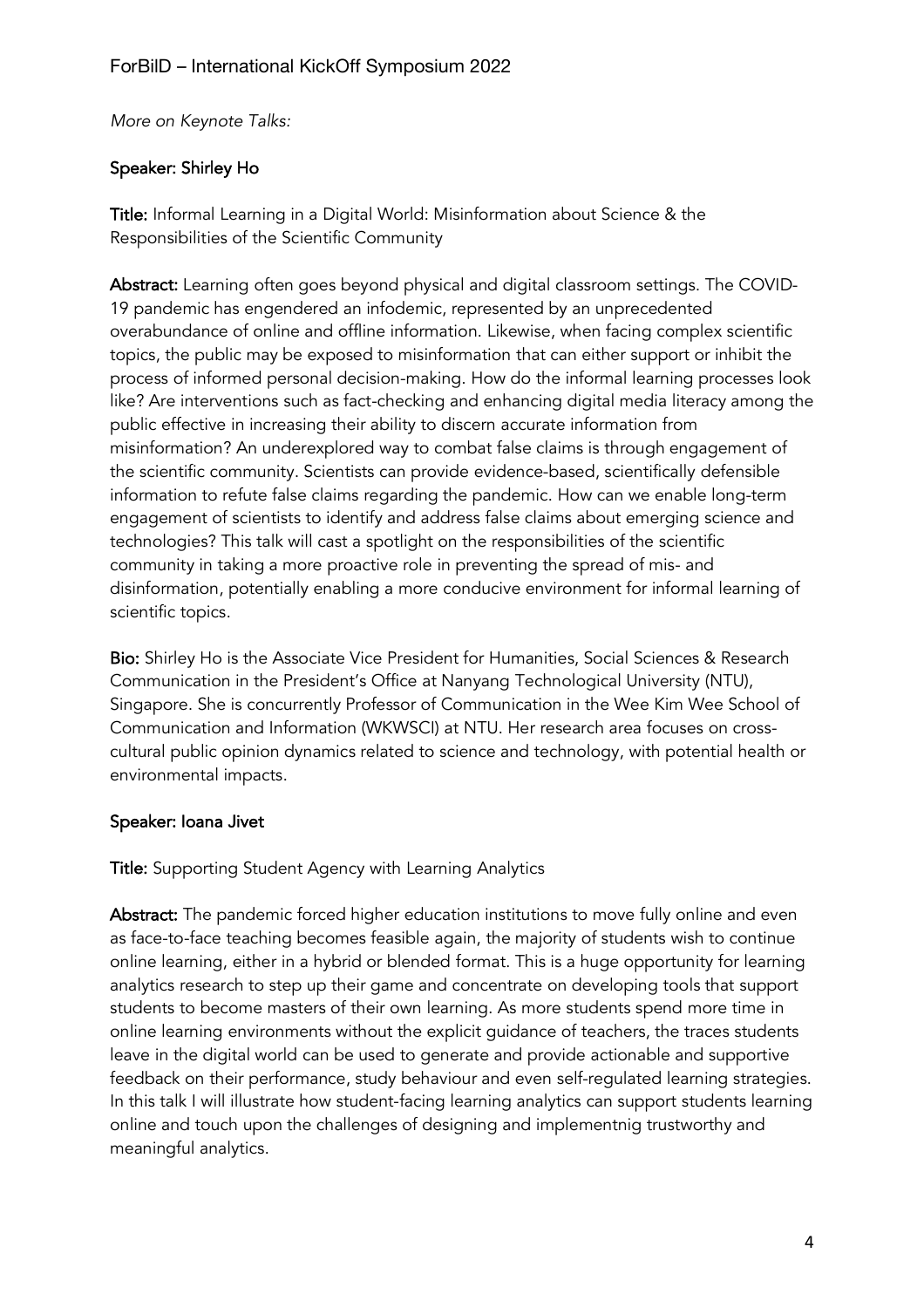*More on Keynote Talks:*

**Speaker: Shirley Ho**

**Title:** Informal Learning in a Digital World: Misinformation about Science & the Responsibilities of the Scientific Community

**Abstract:** Learning often goes beyond physical and digital classroom settings. The COVID-19 pandemic has engendered an infodemic, represented by an unprecedented overabundance of online and offline information. Likewise, when facing complex scientific topics, the public may be exposed to misinformation that can either support or inhibit the process of informed personal decision-making. How do the informal learning processes look like? Are interventions such as fact-checking and enhancing digital media literacy among the public effective in increasing their ability to discern accurate information from misinformation? An underexplored way to combat false claims is through engagement of the scientific community. Scientists can provide evidence-based, scientifically defensible information to refute false claims regarding the pandemic. How can we enable long-term engagement of scientists to identify and address false claims about emerging science and technologies? This talk will cast a spotlight on the responsibilities of the scientific community in taking a more proactive role in preventing the spread of mis- and disinformation, potentially enabling a more conducive environment for informal learning of scientific topics.

**Bio:** Shirley Ho is the Associate Vice President for Humanities, Social Sciences & Research Communication in the President's Office at Nanyang Technological University (NTU), Singapore. She is concurrently Professor of Communication in the Wee Kim Wee School of Communication and Information (WKWSCI) at NTU. Her research area focuses on cross-cultural public opinion dynamics related to science and technology, with potential health or environmental impacts.

**Speaker: Ioana Jivet**

**Title:** Supporting Student Agency with Learning Analytics

**Abstract:** The pandemic forced higher education institutions to move fully online and even as face-to-face teaching becomes feasible again, the majority of students wish to continue online learning, either in a hybrid or blended format. This is a huge opportunity for learning analytics research to step up their game and concentrate on developing tools that support students to become masters of their own learning. As more students spend more time in online learning environments without the explicit guidance of teachers, the traces students leave in the digital world can be used to generate and provide actionable and supportive feedback on their performance, study behaviour and even self-regulated learning strategies. In this talk I will illustrate how student-facing learning analytics can support students learning online and touch upon the challenges of designing and implementnig trustworthy and meaningful analytics.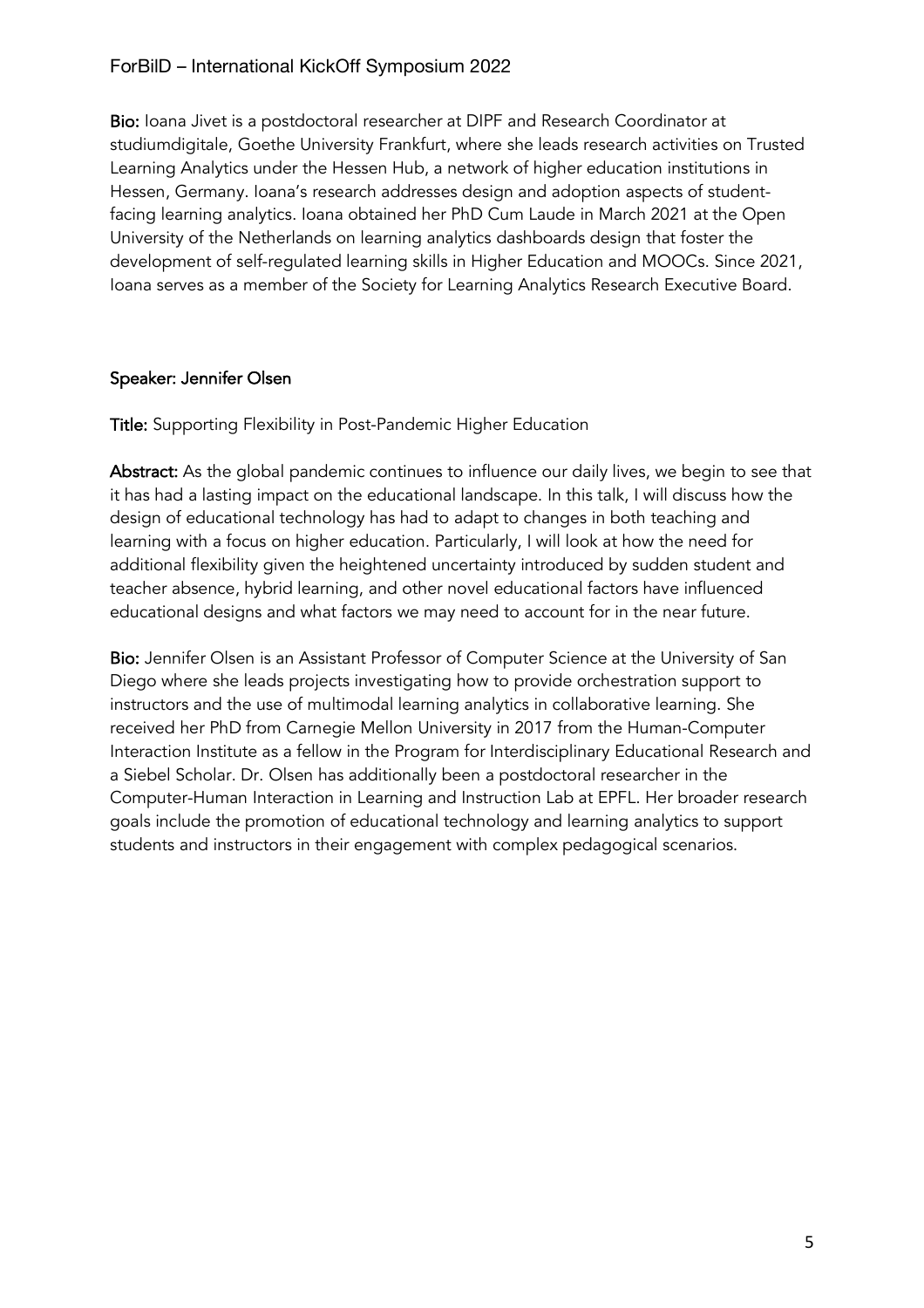**Bio:** Ioana Jivet is a postdoctoral researcher at DIPF and Research Coordinator at studiumdigitale, Goethe University Frankfurt, where she leads research activities on Trusted Learning Analytics under the Hessen Hub, a network of higher education institutions in Hessen, Germany. Ioana's research addresses design and adoption aspects of student-facing learning analytics. Ioana obtained her PhD Cum Laude in March 2021 at the Open University of the Netherlands on learning analytics dashboards design that foster the development of self-regulated learning skills in Higher Education and MOOCs. Since 2021, Ioana serves as a member of the Society for Learning Analytics Research Executive Board.

**Speaker: Jennifer Olsen**

**Title:** Supporting Flexibility in Post-Pandemic Higher Education

**Abstract:** As the global pandemic continues to influence our daily lives, we begin to see that it has had a lasting impact on the educational landscape. In this talk, I will discuss how the design of educational technology has had to adapt to changes in both teaching and learning with a focus on higher education. Particularly, I will look at how the need for additional flexibility given the heightened uncertainty introduced by sudden student and teacher absence, hybrid learning, and other novel educational factors have influenced educational designs and what factors we may need to account for in the near future.

**Bio:** Jennifer Olsen is an Assistant Professor of Computer Science at the University of San Diego where she leads projects investigating how to provide orchestration support to instructors and the use of multimodal learning analytics in collaborative learning. She received her PhD from Carnegie Mellon University in 2017 from the Human-Computer Interaction Institute as a fellow in the Program for Interdisciplinary Educational Research and a Siebel Scholar. Dr. Olsen has additionally been a postdoctoral researcher in the Computer-Human Interaction in Learning and Instruction Lab at EPFL. Her broader research goals include the promotion of educational technology and learning analytics to support students and instructors in their engagement with complex pedagogical scenarios.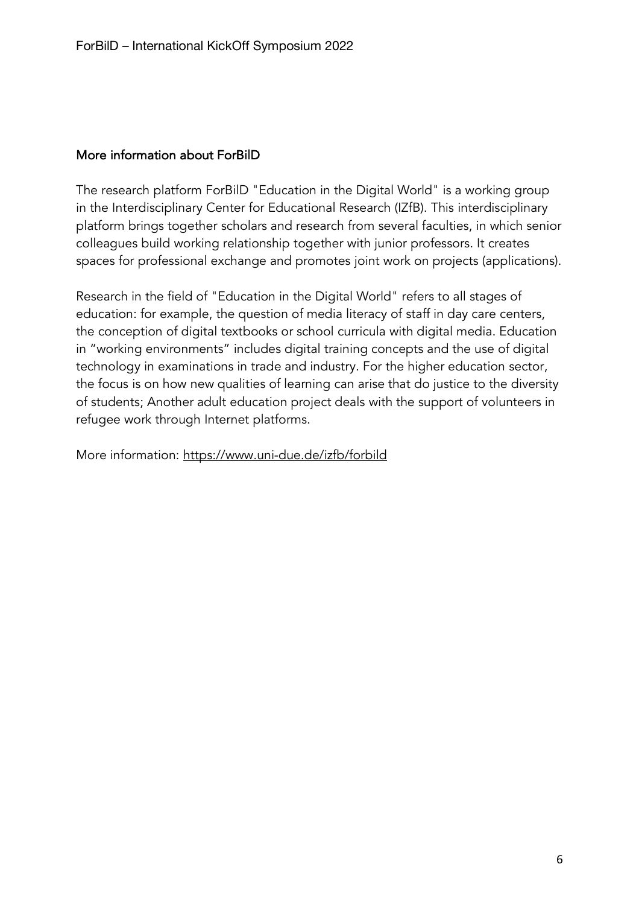## More information about ForBilD

The research platform ForBilD "Education in the Digital World" is a working group in the Interdisciplinary Center for Educational Research (IZfB). This interdisciplinary platform brings together scholars and research from several faculties, in which senior colleagues build working relationship together with junior professors. It creates spaces for professional exchange and promotes joint work on projects (applications).

Research in the field of "Education in the Digital World" refers to all stages of education: for example, the question of media literacy of staff in day care centers, the conception of digital textbooks or school curricula with digital media. Education in "working environments" includes digital training concepts and the use of digital technology in examinations in trade and industry. For the higher education sector, the focus is on how new qualities of learning can arise that do justice to the diversity of students; Another adult education project deals with the support of volunteers in refugee work through Internet platforms.

More information: https://www.uni-due.de/izfb/forbild